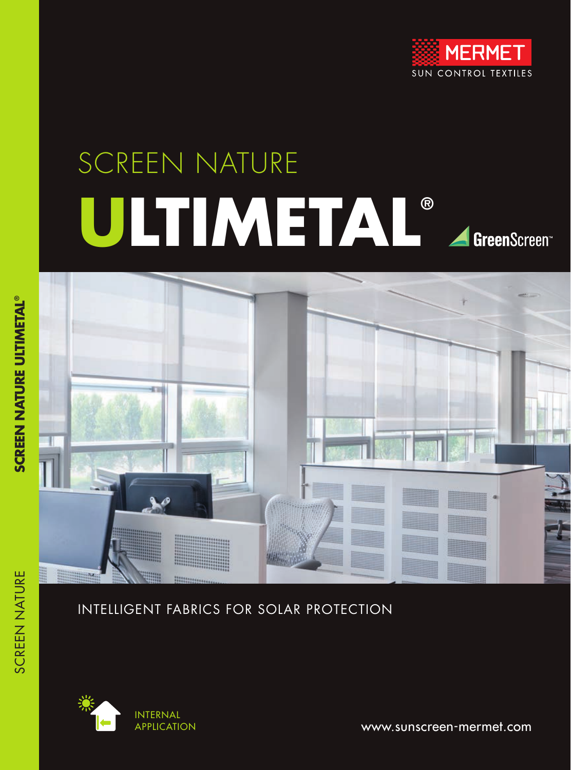MERMET

SUN CONTROL TEXTILES

# SCREEN NATURE

# ULTIMETAL®

GreenScreen™

INTELLIGENT FABRICS FOR SOLAR PROTECTION

INTERNAL APPLICATION

www.sunscreen-mermet.com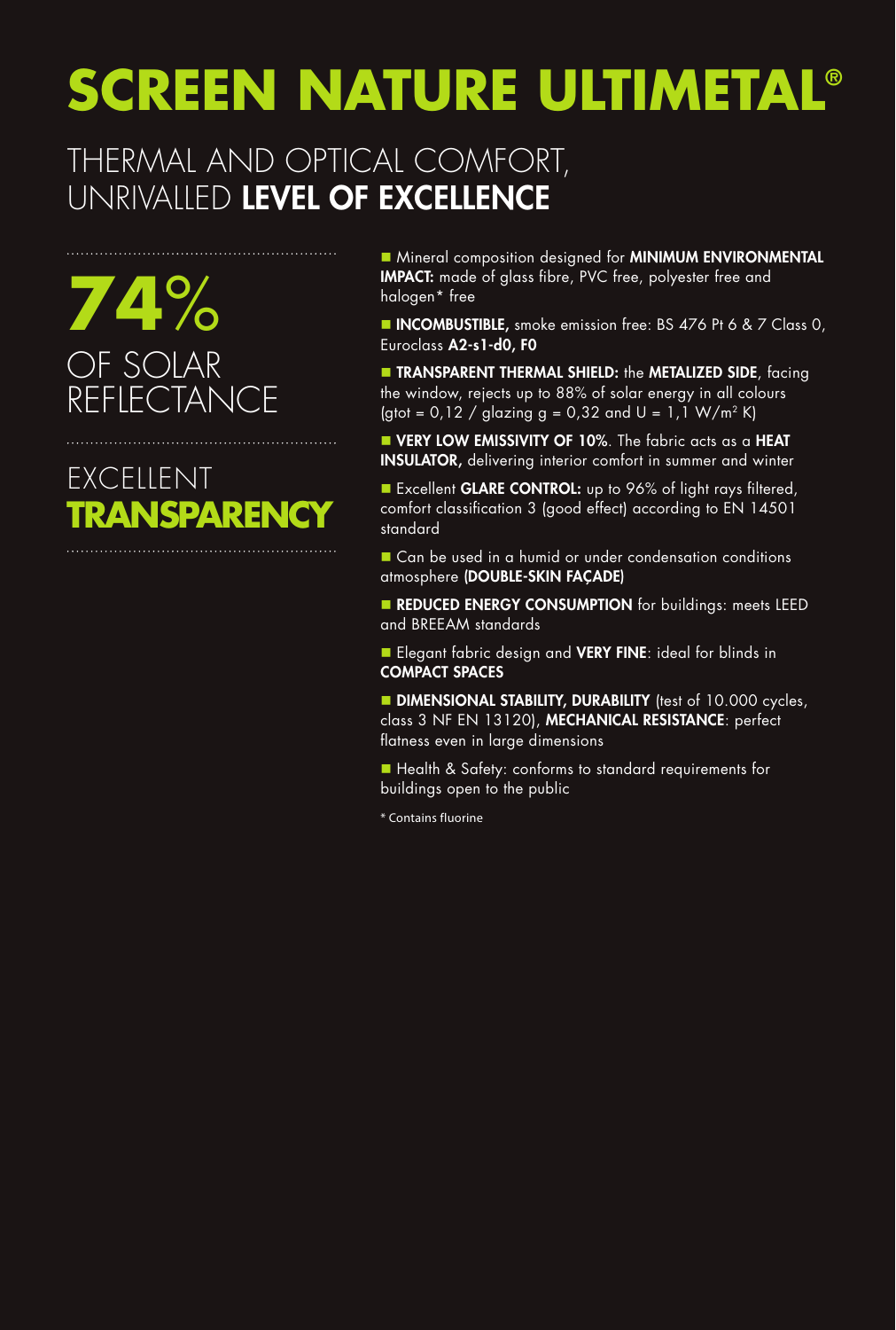# SCREEN NATURE ULTIMETAL®

## THERMAL AND OPTICAL COMFORT, UNRIVALLED **LEVEL OF EXCELLENCE**

**74%** OF SOLAR REFLECTANCE

EXCELLENT **TRANSPARENCY**

- Mineral composition designed for **MINIMUM ENVIRONMENTAL IMPACT:** made of glass fibre, PVC free, polyester free and halogen* free
- **INCOMBUSTIBLE,** smoke emission free: BS 476 Pt 6 & 7 Class 0, Euroclass **A2-s1-d0, F0**
- **TRANSPARENT THERMAL SHIELD:** the **METALIZED SIDE**, facing the window, rejects up to 88% of solar energy in all colours (gtot = 0,12 / glazing g = 0,32 and U = 1,1 W/m² K)
- **VERY LOW EMISSIVITY OF 10%**. The fabric acts as a **HEAT INSULATOR,** delivering interior comfort in summer and winter
- Excellent **GLARE CONTROL:** up to 96% of light rays filtered, comfort classification 3 (good effect) according to EN 14501 standard
- Can be used in a humid or under condensation conditions atmosphere **(DOUBLE-SKIN FAÇADE)**
- **REDUCED ENERGY CONSUMPTION** for buildings: meets LEED and BREEAM standards
- Elegant fabric design and **VERY FINE**: ideal for blinds in **COMPACT SPACES**
- **DIMENSIONAL STABILITY, DURABILITY** (test of 10.000 cycles, class 3 NF EN 13120), **MECHANICAL RESISTANCE**: perfect flatness even in large dimensions
- Health & Safety: conforms to standard requirements for buildings open to the public

\* Contains fluorine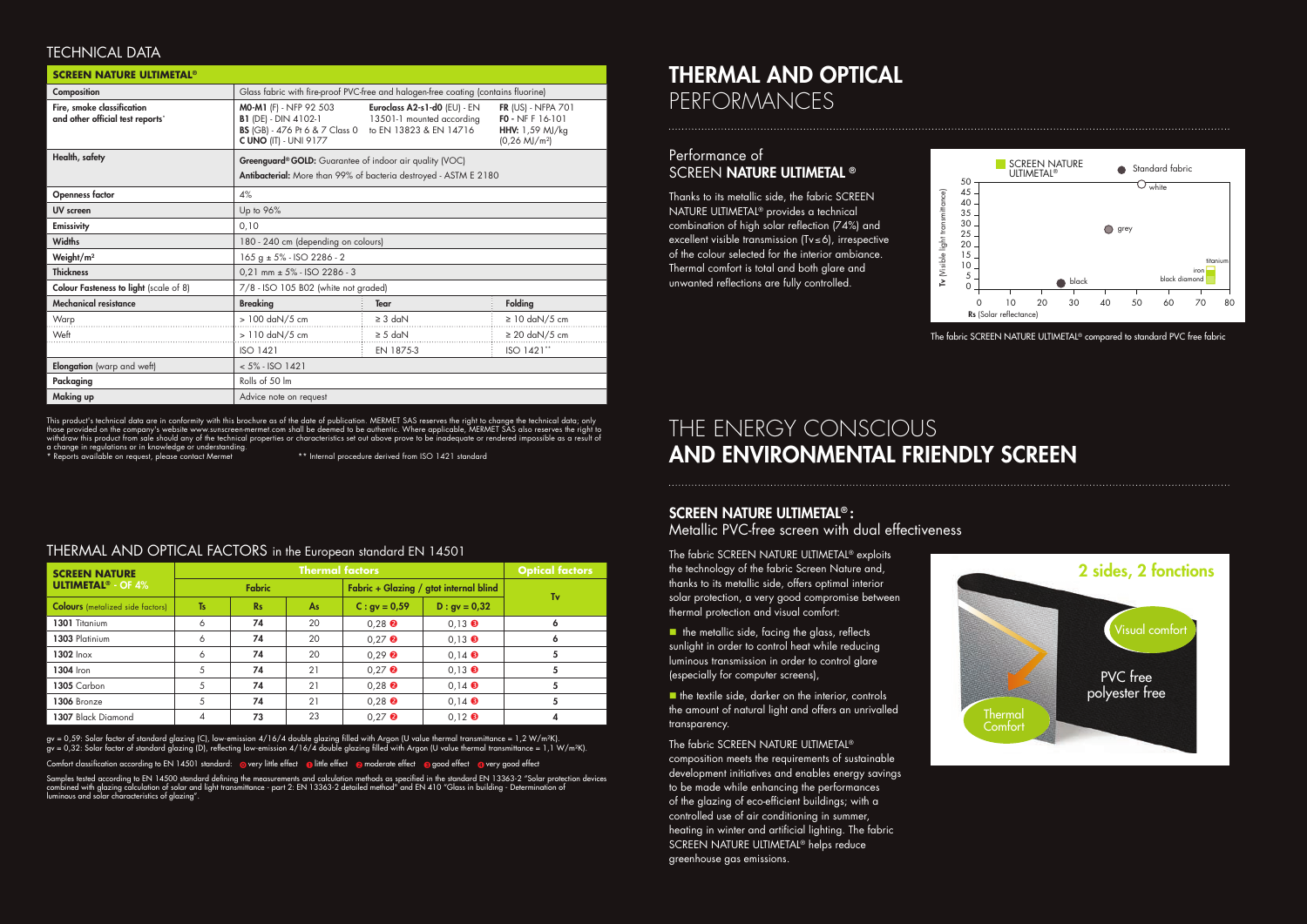## TECHNICAL DATA

| SCREEN NATURE ULTIMETAL® | | | |
|---|---|---|---|
| Composition | Glass fabric with fire-proof PVC-free and halogen-free coating (contains fluorine) | | |
| Fire, smoke classification and other official test reports* | **M0-M1** (F) - NFP 92 503 **B1** (DE) - DIN 4102-1 **BS** (GB) - 476 Pt 6 & 7 Class 0 **C UNO** (IT) - UNI 9177 | **Euroclass A2-s1-d0** (EU) - EN 13501-1 mounted according to EN 13823 & EN 14716 | **FR** (US) - NFPA 701 **F0** - NF F 16-101 **HHV:** 1,59 MJ/kg (0,26 MJ/m²) |
| Health, safety | **Greenguard® GOLD:** Guarantee of indoor air quality (VOC) **Antibacterial:** More than 99% of bacteria destroyed - ASTM E 2180 | | |
| Openness factor | 4% | | |
| UV screen | Up to 96% | | |
| Emissivity | 0,10 | | |
| Widths | 180 - 240 cm (depending on colours) | | |
| Weight/m² | 165 g ± 5% - ISO 2286 - 2 | | |
| Thickness | 0,21 mm ± 5% - ISO 2286 - 3 | | |
| Colour Fasteness to light (scale of 8) | 7/8 - ISO 105 B02 (white not graded) | | |
| Mechanical resistance | Breaking | Tear | Folding |
| Warp | > 100 daN/5 cm | ≥ 3 daN | ≥ 10 daN/5 cm |
| Weft | > 110 daN/5 cm | ≥ 5 daN | ≥ 20 daN/5 cm |
| | ISO 1421 | EN 1875-3 | ISO 1421** |
| Elongation (warp and weft) | < 5% - ISO 1421 | | |
| Packaging | Rolls of 50 lm | | |
| Making up | Advice note on request | | |

This product's technical data are in conformity with this brochure as of the date of publication. MERMET SAS reserves the right to change the technical data; only those provided on the company's website www.sunscreen-mermet.com shall be deemed to be authentic. Where applicable, MERMET SAS also reserves the right to withdraw this product from sale should any of the technical properties or characteristics set out above prove to be inadequate or rendered impossible as a result of a change in regulations or in knowledge or understanding.

\* Reports available on request, please contact Mermet    ** Internal procedure derived from ISO 1421 standard

## THERMAL AND OPTICAL FACTORS in the European standard EN 14501

| SCREEN NATURE ULTIMETAL® - OF 4% | Thermal factors | | | | | Optical factors |
|---|---|---|---|---|---|---|
| | Fabric | | | Fabric + Glazing / gtot internal blind | | Tv |
| Colours (metalized side factors) | Ts | Rs | As | C : gv = 0,59 | D : gv = 0,32 | |
| 1301 Titanium | 6 | 74 | 20 | 0,28 ❷ | 0,13 ❸ | 6 |
| 1303 Platinium | 6 | 74 | 20 | 0,27 ❷ | 0,13 ❸ | 6 |
| 1302 Inox | 6 | 74 | 20 | 0,29 ❷ | 0,14 ❸ | 5 |
| 1304 Iron | 5 | 74 | 21 | 0,27 ❷ | 0,13 ❸ | 5 |
| 1305 Carbon | 5 | 74 | 21 | 0,28 ❷ | 0,14 ❸ | 5 |
| 1306 Bronze | 5 | 74 | 21 | 0,28 ❷ | 0,14 ❸ | 5 |
| 1307 Black Diamond | 4 | 73 | 23 | 0,27 ❷ | 0,12 ❸ | 4 |

gv = 0,59: Solar factor of standard glazing (C), low-emission 4/16/4 double glazing filled with Argon (U value thermal transmittance = 1,2 W/m²K).
gv = 0,32: Solar factor of standard glazing (D), reflecting low-emission 4/16/4 double glazing filled with Argon (U value thermal transmittance = 1,1 W/m²K).

Comfort classification according to EN 14501 standard: ⓪ very little effect ❶ little effect ❷ moderate effect ❸ good effect ❹ very good effect

Samples tested according to EN 14500 standard defining the measurements and calculation methods as specified in the standard EN 13363-2 "Solar protection devices combined with glazing calculation of solar and light transmittance - part 2: EN 13363-2 detailed method" and EN 410 "Glass in building - Determination of luminous and solar characteristics of glazing".

# THERMAL AND OPTICAL PERFORMANCES

### Performance of SCREEN NATURE ULTIMETAL ®

Thanks to its metallic side, the fabric SCREEN NATURE ULTIMETAL® provides a technical combination of high solar reflection (74%) and excellent visible transmission (Tv≤6), irrespective of the colour selected for the interior ambiance. Thermal comfort is total and both glare and unwanted reflections are fully controlled.

The fabric SCREEN NATURE ULTIMETAL® compared to standard PVC free fabric

# THE ENERGY CONSCIOUS AND ENVIRONMENTAL FRIENDLY SCREEN

### SCREEN NATURE ULTIMETAL® : Metallic PVC-free screen with dual effectiveness

The fabric SCREEN NATURE ULTIMETAL® exploits the technology of the fabric Screen Nature and, thanks to its metallic side, offers optimal interior solar protection, a very good compromise between thermal protection and visual comfort:

- the metallic side, facing the glass, reflects sunlight in order to control heat while reducing luminous transmission in order to control glare (especially for computer screens),
- the textile side, darker on the interior, controls the amount of natural light and offers an unrivalled transparency.

The fabric SCREEN NATURE ULTIMETAL® composition meets the requirements of sustainable development initiatives and enables energy savings to be made while enhancing the performances of the glazing of eco-efficient buildings; with a controlled use of air conditioning in summer, heating in winter and artificial lighting. The fabric SCREEN NATURE ULTIMETAL® helps reduce greenhouse gas emissions.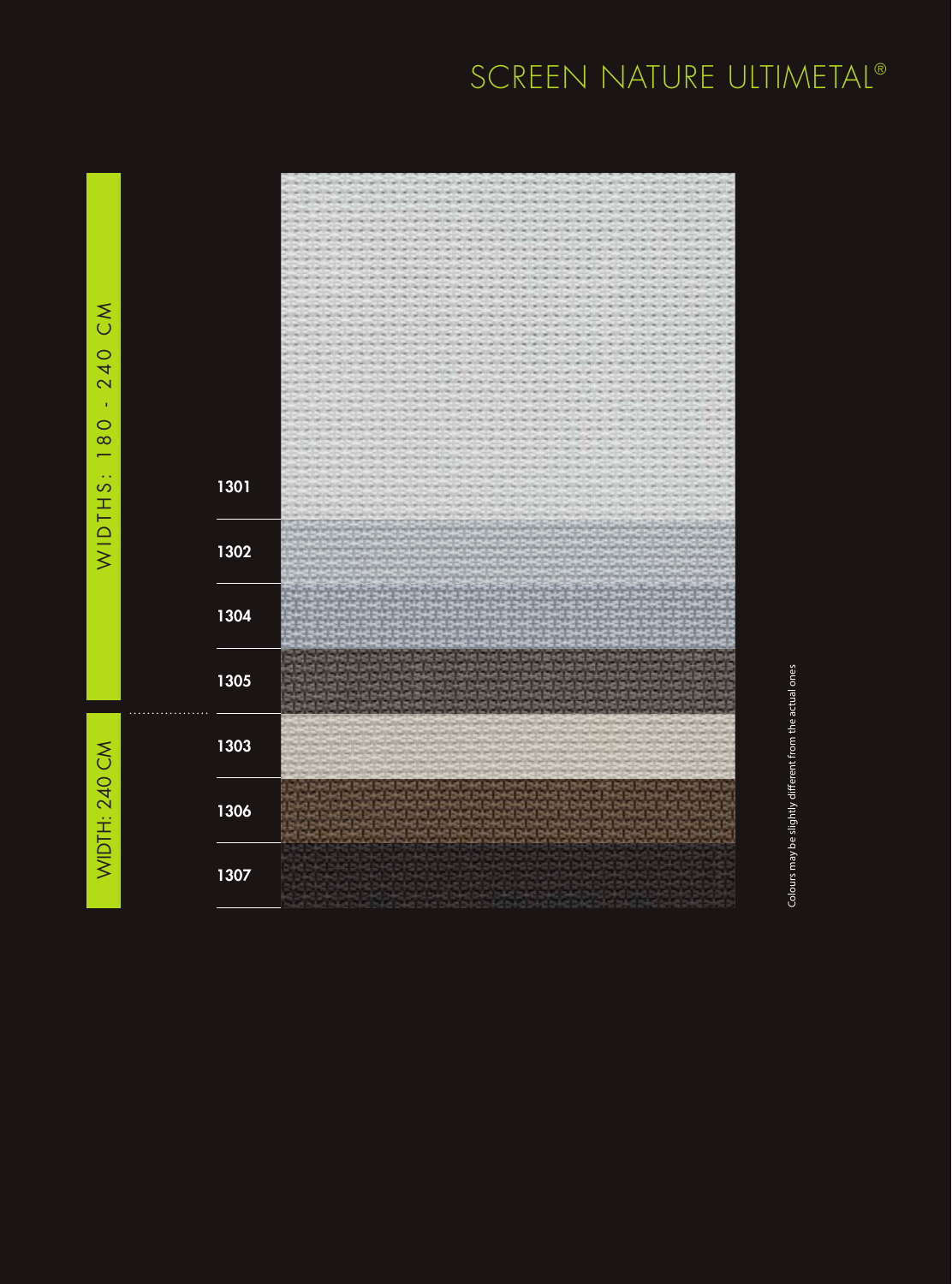# SCREEN NATURE ULTIMETAL®

WIDTHS: 180 - 240 CM

1301

1302

1304

1305

WIDTH: 240 CM

1303

1306

1307

Colours may be slightly different from the actual ones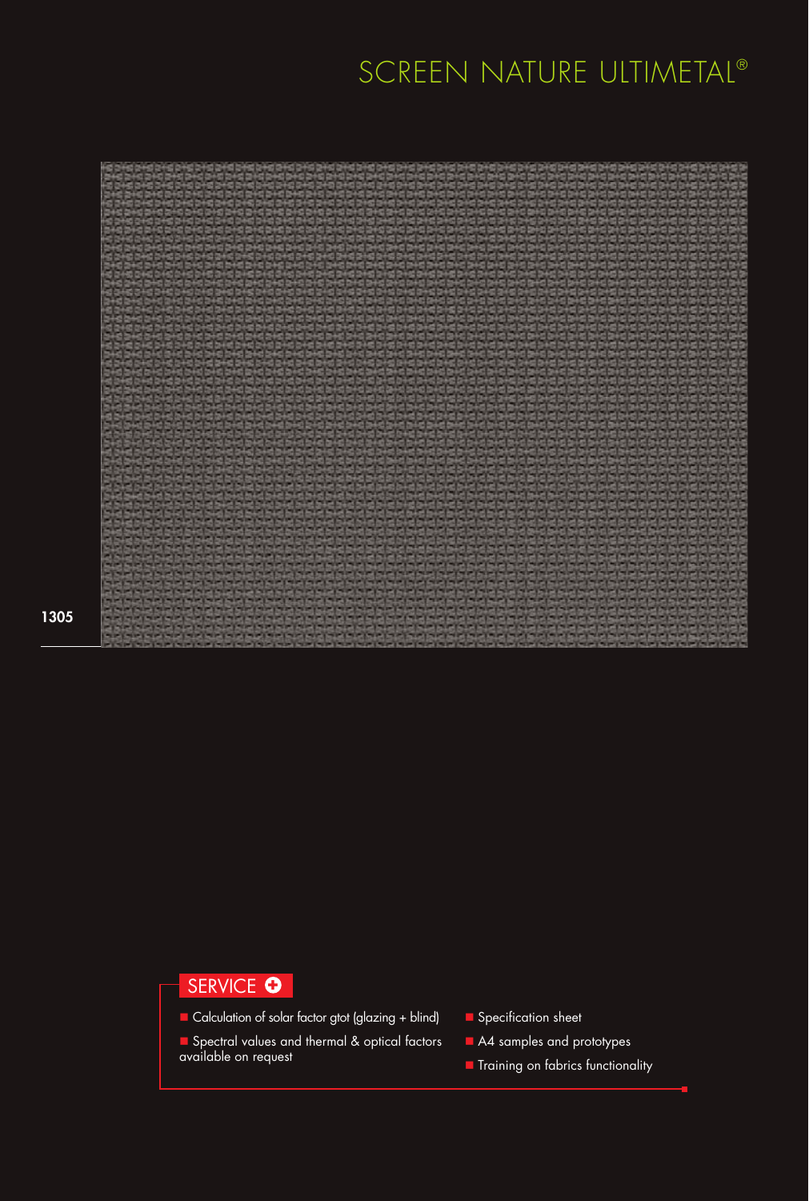# SCREEN NATURE ULTIMETAL®

1305

## SERVICE

- Calculation of solar factor gtot (glazing + blind)
- Spectral values and thermal & optical factors available on request
- Specification sheet
- A4 samples and prototypes
- Training on fabrics functionality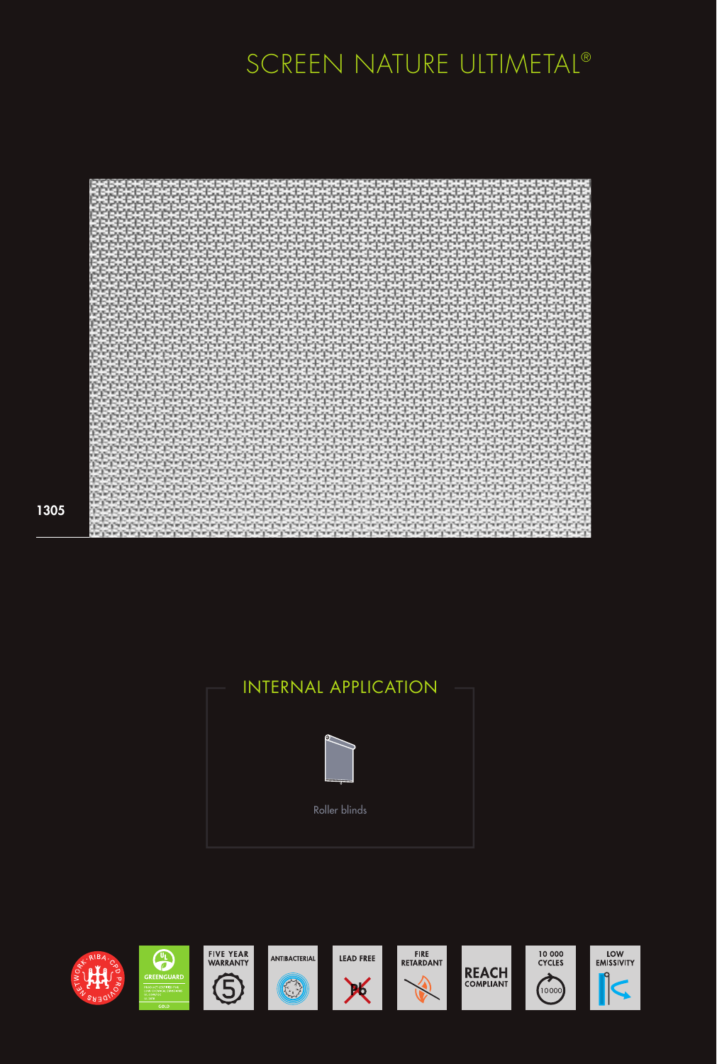# SCREEN NATURE ULTIMETAL®

1305

## INTERNAL APPLICATION

Roller blinds

GREENGUARD

FIVE YEAR WARRANTY

ANTIBACTERIAL

LEAD FREE

FIRE RETARDANT

REACH COMPLIANT

10 000 CYCLES

LOW EMISSIVITY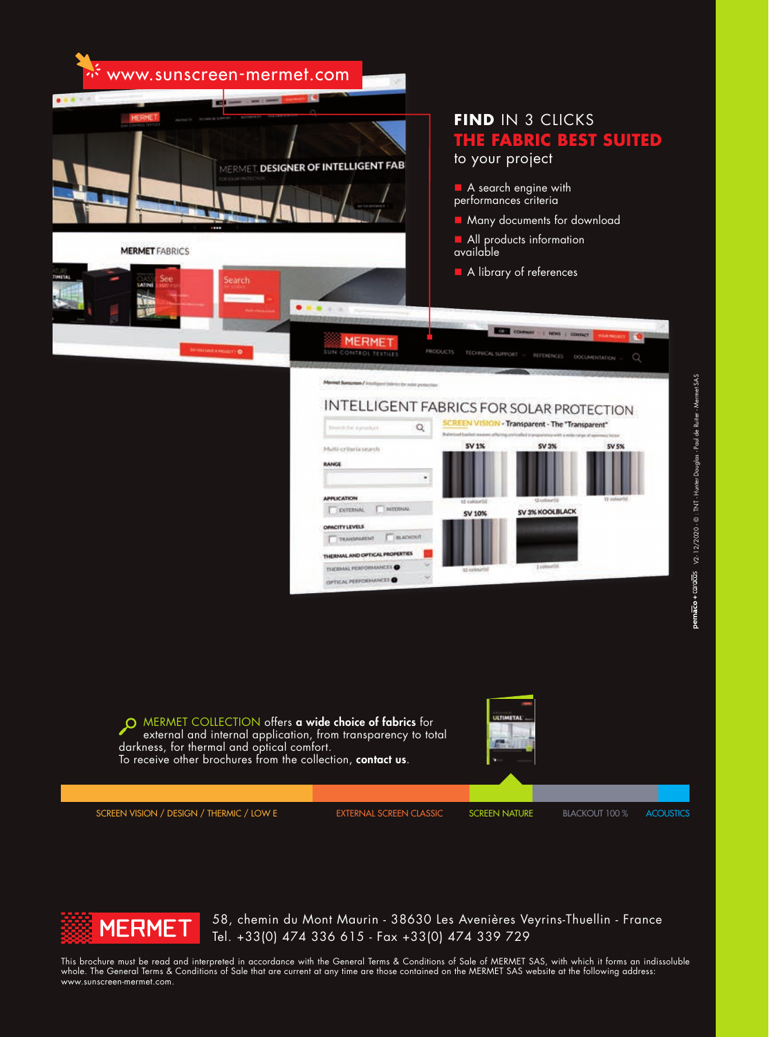www.sunscreen-mermet.com

## FIND IN 3 CLICKS THE FABRIC BEST SUITED to your project

- A search engine with performances criteria
- Many documents for download
- All products information available
- A library of references

MERMET COLLECTION offers **a wide choice of fabrics** for external and internal application, from transparency to total darkness, for thermal and optical comfort.
To receive other brochures from the collection, **contact us**.

SCREEN VISION / DESIGN / THERMIC / LOW E — EXTERNAL SCREEN CLASSIC — SCREEN NATURE — BLACKOUT 100 % — ACOUSTICS

MERMET

58, chemin du Mont Maurin - 38630 Les Avenières Veyrins-Thuellin - France
Tel. +33(0) 474 336 615 - Fax +33(0) 474 339 729

This brochure must be read and interpreted in accordance with the General Terms & Conditions of Sale of MERMET SAS, with which it forms an indissoluble whole. The General Terms & Conditions of Sale that are current at any time are those contained on the MERMET SAS website at the following address: www.sunscreen-mermet.com.

V2: 12/2020 - © : TNT - Hunter Douglas - Paul de Ruiter - Mermet SAS